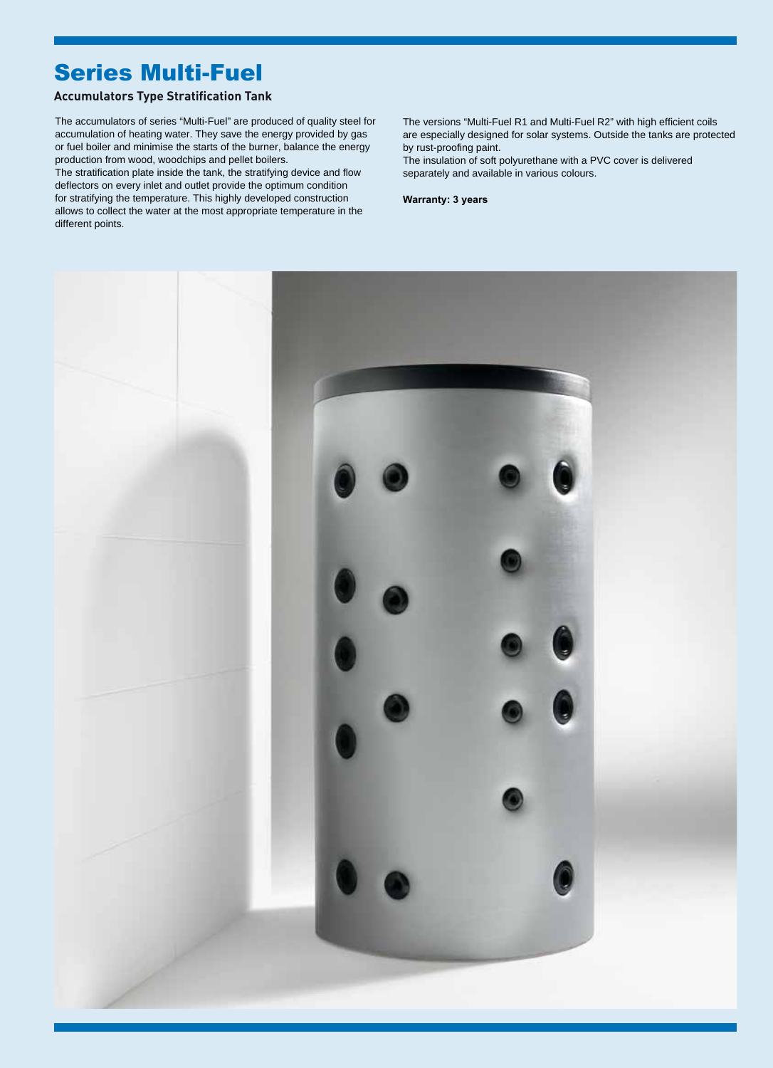# Series Multi-Fuel

### Accumulators Type Stratification Tank

The accumulators of series "Multi-Fuel" are produced of quality steel for accumulation of heating water. They save the energy provided by gas or fuel boiler and minimise the starts of the burner, balance the energy production from wood, woodchips and pellet boilers.
The stratification plate inside the tank, the stratifying device and flow deflectors on every inlet and outlet provide the optimum condition for stratifying the temperature. This highly developed construction allows to collect the water at the most appropriate temperature in the different points.

The versions "Multi-Fuel R1 and Multi-Fuel R2" with high efficient coils are especially designed for solar systems. Outside the tanks are protected by rust-proofing paint.
The insulation of soft polyurethane with a PVC cover is delivered separately and available in various colours.

**Warranty: 3 years**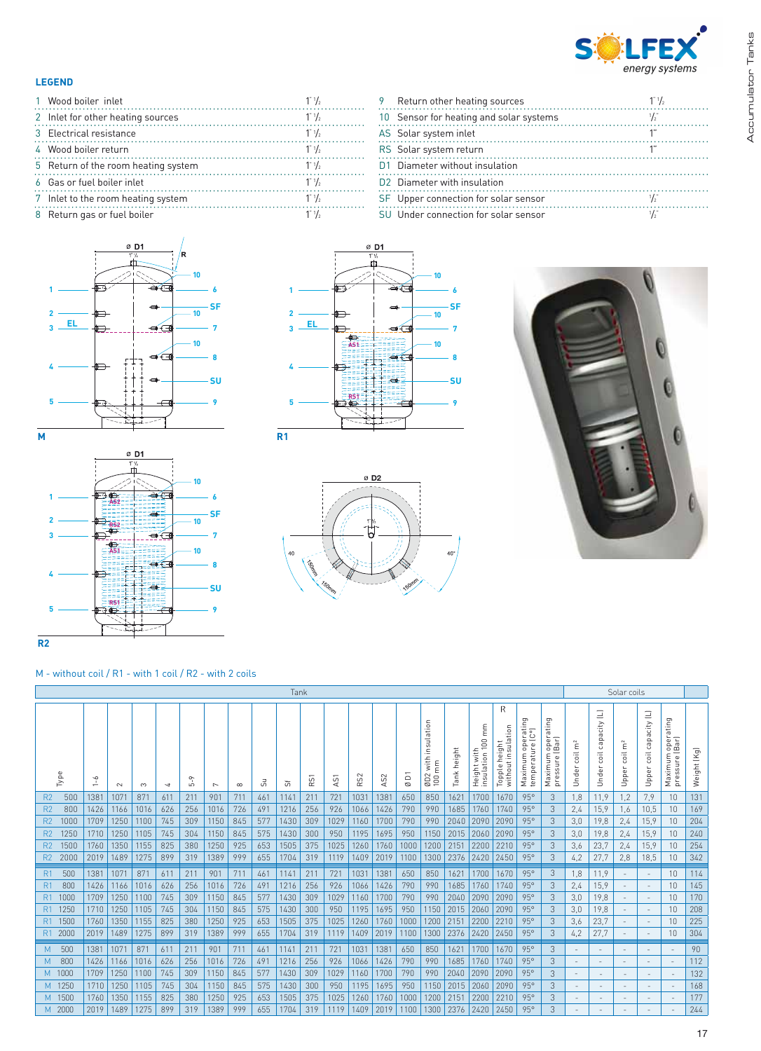## LEGEND

| | | |
|---|---|---|
| 1 | Wood boiler inlet | 1" ½ |
| 2 | Inlet for other heating sources | 1" ½ |
| 3 | Electrical resistance | 1" ½ |
| 4 | Wood boiler return | 1" ½ |
| 5 | Return of the room heating system | 1" ½ |
| 6 | Gas or fuel boiler inlet | 1" ½ |
| 7 | Inlet to the room heating system | 1" ½ |
| 8 | Return gas or fuel boiler | 1" ½ |
| 9 | Return other heating sources | 1" ½ |
| 10 | Sensor for heating and solar systems | ½" |
| AS | Solar system inlet | 1" |
| RS | Solar system return | 1" |
| D1 | Diameter without insulation | |
| D2 | Diameter with insulation | |
| SF | Upper connection for solar sensor | ½" |
| SU | Under connection for solar sensor | ½" |

M

R1

R2

ø D1

ø D2

M - without coil / R1 - with 1 coil / R2 - with 2 coils

| Type | | Tank | | | | | | | | | | | | | | | | | | | | | | Solar coils | | | | | |
|---|---|---|---|---|---|---|---|---|---|---|---|---|---|---|---|---|---|---|---|---|---|---|---|---|---|---|---|---|---|
| | | 1-6 | 2 | 3 | 4 | 5-9 | 7 | 8 | Su | Sf | RS1 | AS1 | RS2 | AS2 | Ø D1 | ØD2 with insulation 100 mm | Tank height | Height with insulation 100 mm | R Topple height without insulation | Maximum operating temperature [C°] | Maximum operating pressure [Bar] | Under coil m² | Under coil capacity [L] | Upper coil m² | Upper coil capacity [L] | Maximum operating pressure [Bar] | Weight [Kg] |
| R2 | 500 | 1381 | 1071 | 871 | 611 | 211 | 901 | 711 | 461 | 1141 | 211 | 721 | 1031 | 1381 | 650 | 850 | 1621 | 1700 | 1670 | 95° | 3 | 1,8 | 11,9 | 1,2 | 7,9 | 10 | 131 |
| R2 | 800 | 1426 | 1166 | 1016 | 626 | 256 | 1016 | 726 | 491 | 1216 | 256 | 926 | 1066 | 1426 | 790 | 990 | 1685 | 1760 | 1740 | 95° | 3 | 2,4 | 15,9 | 1,6 | 10,5 | 10 | 169 |
| R2 | 1000 | 1709 | 1250 | 1100 | 745 | 309 | 1150 | 845 | 577 | 1430 | 309 | 1029 | 1160 | 1700 | 790 | 990 | 2040 | 2090 | 2090 | 95° | 3 | 3,0 | 19,8 | 2,4 | 15,9 | 10 | 204 |
| R2 | 1250 | 1710 | 1250 | 1105 | 745 | 304 | 1150 | 845 | 575 | 1430 | 300 | 950 | 1195 | 1695 | 950 | 1150 | 2015 | 2060 | 2090 | 95° | 3 | 3,0 | 19,8 | 2,4 | 15,9 | 10 | 240 |
| R2 | 1500 | 1760 | 1350 | 1155 | 825 | 380 | 1250 | 925 | 653 | 1505 | 375 | 1025 | 1260 | 1760 | 1000 | 1200 | 2151 | 2200 | 2210 | 95° | 3 | 3,6 | 23,7 | 2,4 | 15,9 | 10 | 254 |
| R2 | 2000 | 2019 | 1489 | 1275 | 899 | 319 | 1389 | 999 | 655 | 1704 | 319 | 1119 | 1409 | 2019 | 1100 | 1300 | 2376 | 2420 | 2450 | 95° | 3 | 4,2 | 27,7 | 2,8 | 18,5 | 10 | 342 |
| R1 | 500 | 1381 | 1071 | 871 | 611 | 211 | 901 | 711 | 461 | 1141 | 211 | 721 | 1031 | 1381 | 650 | 850 | 1621 | 1700 | 1670 | 95° | 3 | 1,8 | 11,9 | - | - | 10 | 114 |
| R1 | 800 | 1426 | 1166 | 1016 | 626 | 256 | 1016 | 726 | 491 | 1216 | 256 | 926 | 1066 | 1426 | 790 | 990 | 1685 | 1760 | 1740 | 95° | 3 | 2,4 | 15,9 | - | - | 10 | 145 |
| R1 | 1000 | 1709 | 1250 | 1100 | 745 | 309 | 1150 | 845 | 577 | 1430 | 309 | 1029 | 1160 | 1700 | 790 | 990 | 2040 | 2090 | 2090 | 95° | 3 | 3,0 | 19,8 | - | - | 10 | 170 |
| R1 | 1250 | 1710 | 1250 | 1105 | 745 | 304 | 1150 | 845 | 575 | 1430 | 300 | 950 | 1195 | 1695 | 950 | 1150 | 2015 | 2060 | 2090 | 95° | 3 | 3,0 | 19,8 | - | - | 10 | 208 |
| R1 | 1500 | 1760 | 1350 | 1155 | 825 | 380 | 1250 | 925 | 653 | 1505 | 375 | 1025 | 1260 | 1760 | 1000 | 1200 | 2151 | 2200 | 2210 | 95° | 3 | 3,6 | 23,7 | - | - | 10 | 225 |
| R1 | 2000 | 2019 | 1489 | 1275 | 899 | 319 | 1389 | 999 | 655 | 1704 | 319 | 1119 | 1409 | 2019 | 1100 | 1300 | 2376 | 2420 | 2450 | 95° | 3 | 4,2 | 27,7 | - | - | 10 | 304 |
| M | 500 | 1381 | 1071 | 871 | 611 | 211 | 901 | 711 | 461 | 1141 | 211 | 721 | 1031 | 1381 | 650 | 850 | 1621 | 1700 | 1670 | 95° | 3 | - | - | - | - | - | 90 |
| M | 800 | 1426 | 1166 | 1016 | 626 | 256 | 1016 | 726 | 491 | 1216 | 256 | 926 | 1066 | 1426 | 790 | 990 | 1685 | 1760 | 1740 | 95° | 3 | - | - | - | - | - | 112 |
| M | 1000 | 1709 | 1250 | 1100 | 745 | 309 | 1150 | 845 | 577 | 1430 | 309 | 1029 | 1160 | 1700 | 790 | 990 | 2040 | 2090 | 2090 | 95° | 3 | - | - | - | - | - | 132 |
| M | 1250 | 1710 | 1250 | 1105 | 745 | 304 | 1150 | 845 | 575 | 1430 | 300 | 950 | 1195 | 1695 | 950 | 1150 | 2015 | 2060 | 2090 | 95° | 3 | - | - | - | - | - | 168 |
| M | 1500 | 1760 | 1350 | 1155 | 825 | 380 | 1250 | 925 | 653 | 1505 | 375 | 1025 | 1260 | 1760 | 1000 | 1200 | 2151 | 2200 | 2210 | 95° | 3 | - | - | - | - | - | 177 |
| M | 2000 | 2019 | 1489 | 1275 | 899 | 319 | 1389 | 999 | 655 | 1704 | 319 | 1119 | 1409 | 2019 | 1100 | 1300 | 2376 | 2420 | 2450 | 95° | 3 | - | - | - | - | - | 244 |